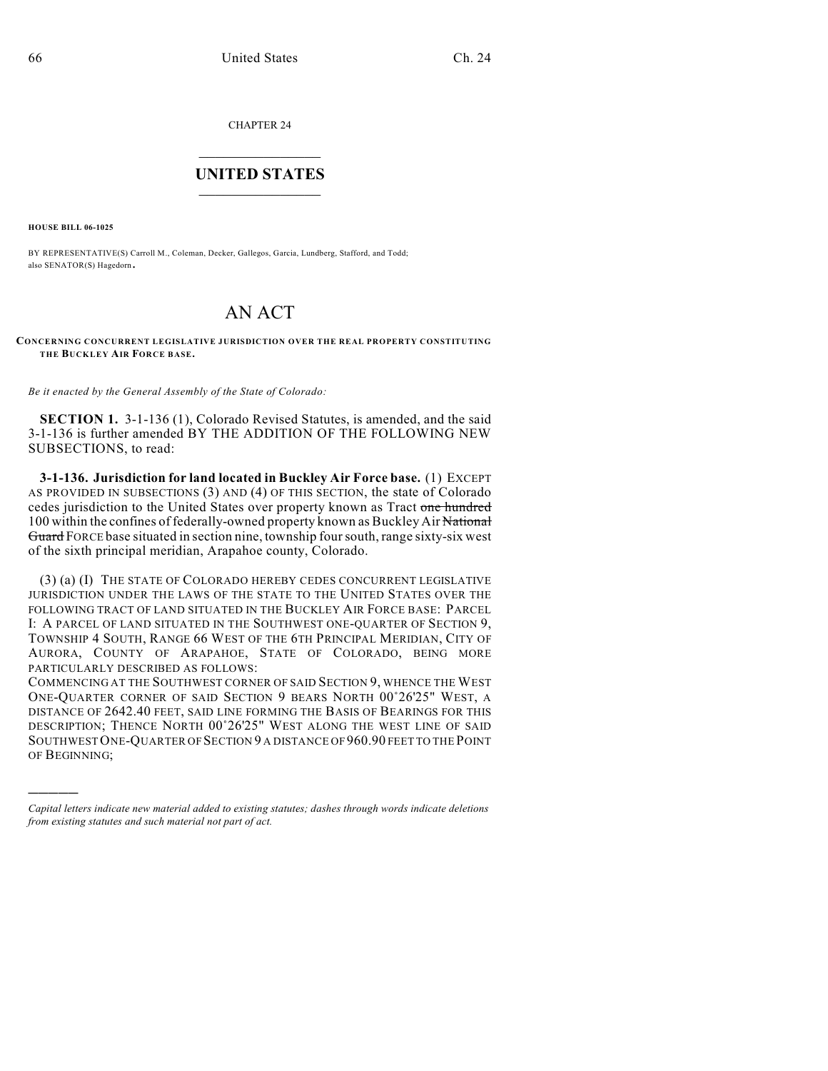CHAPTER 24

## UNITED STATES

**HOUSE BILL 06-1025**

BY REPRESENTATIVE(S) Carroll M., Coleman, Decker, Gallegos, Garcia, Lundberg, Stafford, and Todd; also SENATOR(S) Hagedorn.

# AN ACT

**CONCERNING CONCURRENT LEGISLATIVE JURISDICTION OVER THE REAL PROPERTY CONSTITUTING THE BUCKLEY AIR FORCE BASE.**

*Be it enacted by the General Assembly of the State of Colorado:*

**SECTION 1.** 3-1-136 (1), Colorado Revised Statutes, is amended, and the said 3-1-136 is further amended BY THE ADDITION OF THE FOLLOWING NEW SUBSECTIONS, to read:

**3-1-136. Jurisdiction for land located in Buckley Air Force base.** (1) EXCEPT AS PROVIDED IN SUBSECTIONS (3) AND (4) OF THIS SECTION, the state of Colorado cedes jurisdiction to the United States over property known as Tract ~~one hundred~~ 100 within the confines of federally-owned property known as Buckley Air ~~National Guard~~ FORCE base situated in section nine, township four south, range sixty-six west of the sixth principal meridian, Arapahoe county, Colorado.

(3) (a) (I) THE STATE OF COLORADO HEREBY CEDES CONCURRENT LEGISLATIVE JURISDICTION UNDER THE LAWS OF THE STATE TO THE UNITED STATES OVER THE FOLLOWING TRACT OF LAND SITUATED IN THE BUCKLEY AIR FORCE BASE: PARCEL I: A PARCEL OF LAND SITUATED IN THE SOUTHWEST ONE-QUARTER OF SECTION 9, TOWNSHIP 4 SOUTH, RANGE 66 WEST OF THE 6TH PRINCIPAL MERIDIAN, CITY OF AURORA, COUNTY OF ARAPAHOE, STATE OF COLORADO, BEING MORE PARTICULARLY DESCRIBED AS FOLLOWS:

COMMENCING AT THE SOUTHWEST CORNER OF SAID SECTION 9, WHENCE THE WEST ONE-QUARTER CORNER OF SAID SECTION 9 BEARS NORTH 00˚26'25" WEST, A DISTANCE OF 2642.40 FEET, SAID LINE FORMING THE BASIS OF BEARINGS FOR THIS DESCRIPTION; THENCE NORTH 00˚26'25" WEST ALONG THE WEST LINE OF SAID SOUTHWEST ONE-QUARTER OF SECTION 9 A DISTANCE OF 960.90 FEET TO THE POINT OF BEGINNING;

---

*Capital letters indicate new material added to existing statutes; dashes through words indicate deletions from existing statutes and such material not part of act.*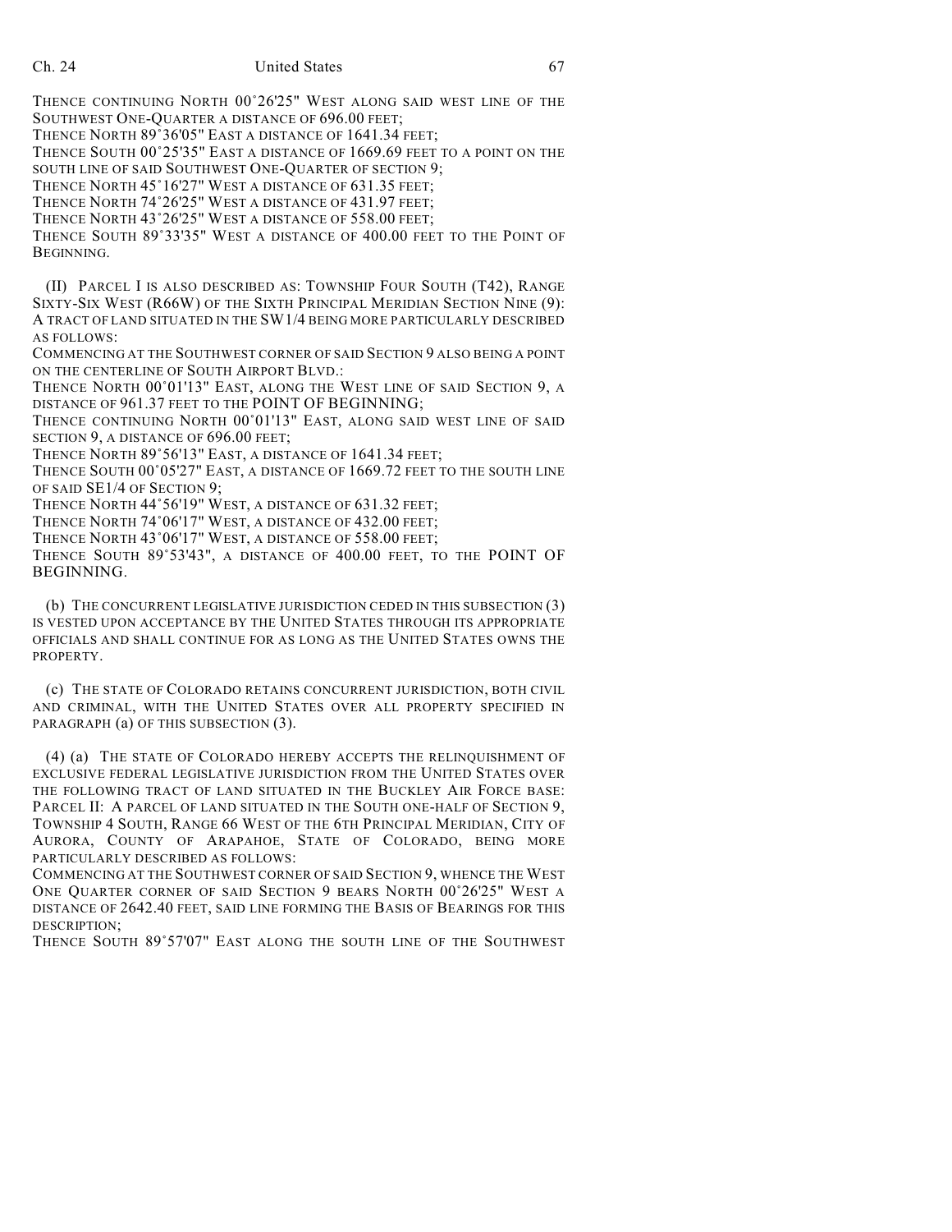THENCE CONTINUING NORTH 00°26'25" WEST ALONG SAID WEST LINE OF THE SOUTHWEST ONE-QUARTER A DISTANCE OF 696.00 FEET;
THENCE NORTH 89°36'05" EAST A DISTANCE OF 1641.34 FEET;
THENCE SOUTH 00°25'35" EAST A DISTANCE OF 1669.69 FEET TO A POINT ON THE SOUTH LINE OF SAID SOUTHWEST ONE-QUARTER OF SECTION 9;
THENCE NORTH 45°16'27" WEST A DISTANCE OF 631.35 FEET;
THENCE NORTH 74°26'25" WEST A DISTANCE OF 431.97 FEET;
THENCE NORTH 43°26'25" WEST A DISTANCE OF 558.00 FEET;
THENCE SOUTH 89°33'35" WEST A DISTANCE OF 400.00 FEET TO THE POINT OF BEGINNING.

(II) PARCEL I IS ALSO DESCRIBED AS: TOWNSHIP FOUR SOUTH (T42), RANGE SIXTY-SIX WEST (R66W) OF THE SIXTH PRINCIPAL MERIDIAN SECTION NINE (9): A TRACT OF LAND SITUATED IN THE SW1/4 BEING MORE PARTICULARLY DESCRIBED AS FOLLOWS:
COMMENCING AT THE SOUTHWEST CORNER OF SAID SECTION 9 ALSO BEING A POINT ON THE CENTERLINE OF SOUTH AIRPORT BLVD.:
THENCE NORTH 00°01'13" EAST, ALONG THE WEST LINE OF SAID SECTION 9, A DISTANCE OF 961.37 FEET TO THE POINT OF BEGINNING;
THENCE CONTINUING NORTH 00°01'13" EAST, ALONG SAID WEST LINE OF SAID SECTION 9, A DISTANCE OF 696.00 FEET;
THENCE NORTH 89°56'13" EAST, A DISTANCE OF 1641.34 FEET;
THENCE SOUTH 00°05'27" EAST, A DISTANCE OF 1669.72 FEET TO THE SOUTH LINE OF SAID SE1/4 OF SECTION 9;
THENCE NORTH 44°56'19" WEST, A DISTANCE OF 631.32 FEET;
THENCE NORTH 74°06'17" WEST, A DISTANCE OF 432.00 FEET;
THENCE NORTH 43°06'17" WEST, A DISTANCE OF 558.00 FEET;
THENCE SOUTH 89°53'43", A DISTANCE OF 400.00 FEET, TO THE POINT OF BEGINNING.

(b) THE CONCURRENT LEGISLATIVE JURISDICTION CEDED IN THIS SUBSECTION (3) IS VESTED UPON ACCEPTANCE BY THE UNITED STATES THROUGH ITS APPROPRIATE OFFICIALS AND SHALL CONTINUE FOR AS LONG AS THE UNITED STATES OWNS THE PROPERTY.

(c) THE STATE OF COLORADO RETAINS CONCURRENT JURISDICTION, BOTH CIVIL AND CRIMINAL, WITH THE UNITED STATES OVER ALL PROPERTY SPECIFIED IN PARAGRAPH (a) OF THIS SUBSECTION (3).

(4) (a) THE STATE OF COLORADO HEREBY ACCEPTS THE RELINQUISHMENT OF EXCLUSIVE FEDERAL LEGISLATIVE JURISDICTION FROM THE UNITED STATES OVER THE FOLLOWING TRACT OF LAND SITUATED IN THE BUCKLEY AIR FORCE BASE: PARCEL II: A PARCEL OF LAND SITUATED IN THE SOUTH ONE-HALF OF SECTION 9, TOWNSHIP 4 SOUTH, RANGE 66 WEST OF THE 6TH PRINCIPAL MERIDIAN, CITY OF AURORA, COUNTY OF ARAPAHOE, STATE OF COLORADO, BEING MORE PARTICULARLY DESCRIBED AS FOLLOWS:
COMMENCING AT THE SOUTHWEST CORNER OF SAID SECTION 9, WHENCE THE WEST ONE QUARTER CORNER OF SAID SECTION 9 BEARS NORTH 00°26'25" WEST A DISTANCE OF 2642.40 FEET, SAID LINE FORMING THE BASIS OF BEARINGS FOR THIS DESCRIPTION;
THENCE SOUTH 89°57'07" EAST ALONG THE SOUTH LINE OF THE SOUTHWEST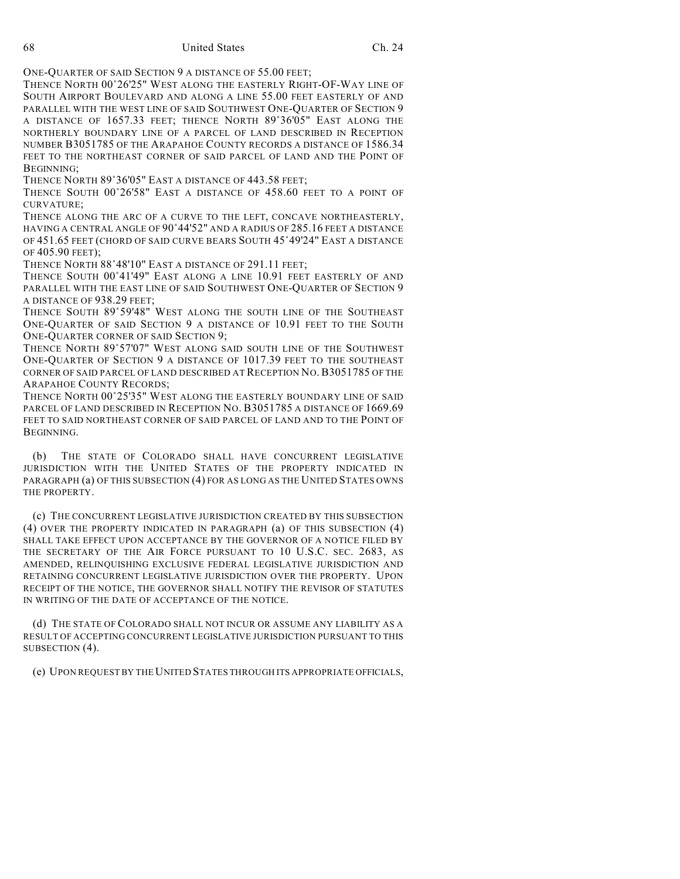ONE-QUARTER OF SAID SECTION 9 A DISTANCE OF 55.00 FEET;

THENCE NORTH 00°26'25" WEST ALONG THE EASTERLY RIGHT-OF-WAY LINE OF SOUTH AIRPORT BOULEVARD AND ALONG A LINE 55.00 FEET EASTERLY OF AND PARALLEL WITH THE WEST LINE OF SAID SOUTHWEST ONE-QUARTER OF SECTION 9 A DISTANCE OF 1657.33 FEET; THENCE NORTH 89°36'05" EAST ALONG THE NORTHERLY BOUNDARY LINE OF A PARCEL OF LAND DESCRIBED IN RECEPTION NUMBER B3051785 OF THE ARAPAHOE COUNTY RECORDS A DISTANCE OF 1586.34 FEET TO THE NORTHEAST CORNER OF SAID PARCEL OF LAND AND THE POINT OF BEGINNING;

THENCE NORTH 89°36'05" EAST A DISTANCE OF 443.58 FEET;

THENCE SOUTH 00°26'58" EAST A DISTANCE OF 458.60 FEET TO A POINT OF CURVATURE;

THENCE ALONG THE ARC OF A CURVE TO THE LEFT, CONCAVE NORTHEASTERLY, HAVING A CENTRAL ANGLE OF 90°44'52" AND A RADIUS OF 285.16 FEET A DISTANCE OF 451.65 FEET (CHORD OF SAID CURVE BEARS SOUTH 45°49'24" EAST A DISTANCE OF 405.90 FEET);

THENCE NORTH 88°48'10" EAST A DISTANCE OF 291.11 FEET;

THENCE SOUTH 00°41'49" EAST ALONG A LINE 10.91 FEET EASTERLY OF AND PARALLEL WITH THE EAST LINE OF SAID SOUTHWEST ONE-QUARTER OF SECTION 9 A DISTANCE OF 938.29 FEET;

THENCE SOUTH 89°59'48" WEST ALONG THE SOUTH LINE OF THE SOUTHEAST ONE-QUARTER OF SAID SECTION 9 A DISTANCE OF 10.91 FEET TO THE SOUTH ONE-QUARTER CORNER OF SAID SECTION 9;

THENCE NORTH 89°57'07" WEST ALONG SAID SOUTH LINE OF THE SOUTHWEST ONE-QUARTER OF SECTION 9 A DISTANCE OF 1017.39 FEET TO THE SOUTHEAST CORNER OF SAID PARCEL OF LAND DESCRIBED AT RECEPTION NO. B3051785 OF THE ARAPAHOE COUNTY RECORDS;

THENCE NORTH 00°25'35" WEST ALONG THE EASTERLY BOUNDARY LINE OF SAID PARCEL OF LAND DESCRIBED IN RECEPTION NO. B3051785 A DISTANCE OF 1669.69 FEET TO SAID NORTHEAST CORNER OF SAID PARCEL OF LAND AND TO THE POINT OF BEGINNING.

(b) THE STATE OF COLORADO SHALL HAVE CONCURRENT LEGISLATIVE JURISDICTION WITH THE UNITED STATES OF THE PROPERTY INDICATED IN PARAGRAPH (a) OF THIS SUBSECTION (4) FOR AS LONG AS THE UNITED STATES OWNS THE PROPERTY.

(c) THE CONCURRENT LEGISLATIVE JURISDICTION CREATED BY THIS SUBSECTION (4) OVER THE PROPERTY INDICATED IN PARAGRAPH (a) OF THIS SUBSECTION (4) SHALL TAKE EFFECT UPON ACCEPTANCE BY THE GOVERNOR OF A NOTICE FILED BY THE SECRETARY OF THE AIR FORCE PURSUANT TO 10 U.S.C. SEC. 2683, AS AMENDED, RELINQUISHING EXCLUSIVE FEDERAL LEGISLATIVE JURISDICTION AND RETAINING CONCURRENT LEGISLATIVE JURISDICTION OVER THE PROPERTY. UPON RECEIPT OF THE NOTICE, THE GOVERNOR SHALL NOTIFY THE REVISOR OF STATUTES IN WRITING OF THE DATE OF ACCEPTANCE OF THE NOTICE.

(d) THE STATE OF COLORADO SHALL NOT INCUR OR ASSUME ANY LIABILITY AS A RESULT OF ACCEPTING CONCURRENT LEGISLATIVE JURISDICTION PURSUANT TO THIS SUBSECTION (4).

(e) UPON REQUEST BY THE UNITED STATES THROUGH ITS APPROPRIATE OFFICIALS,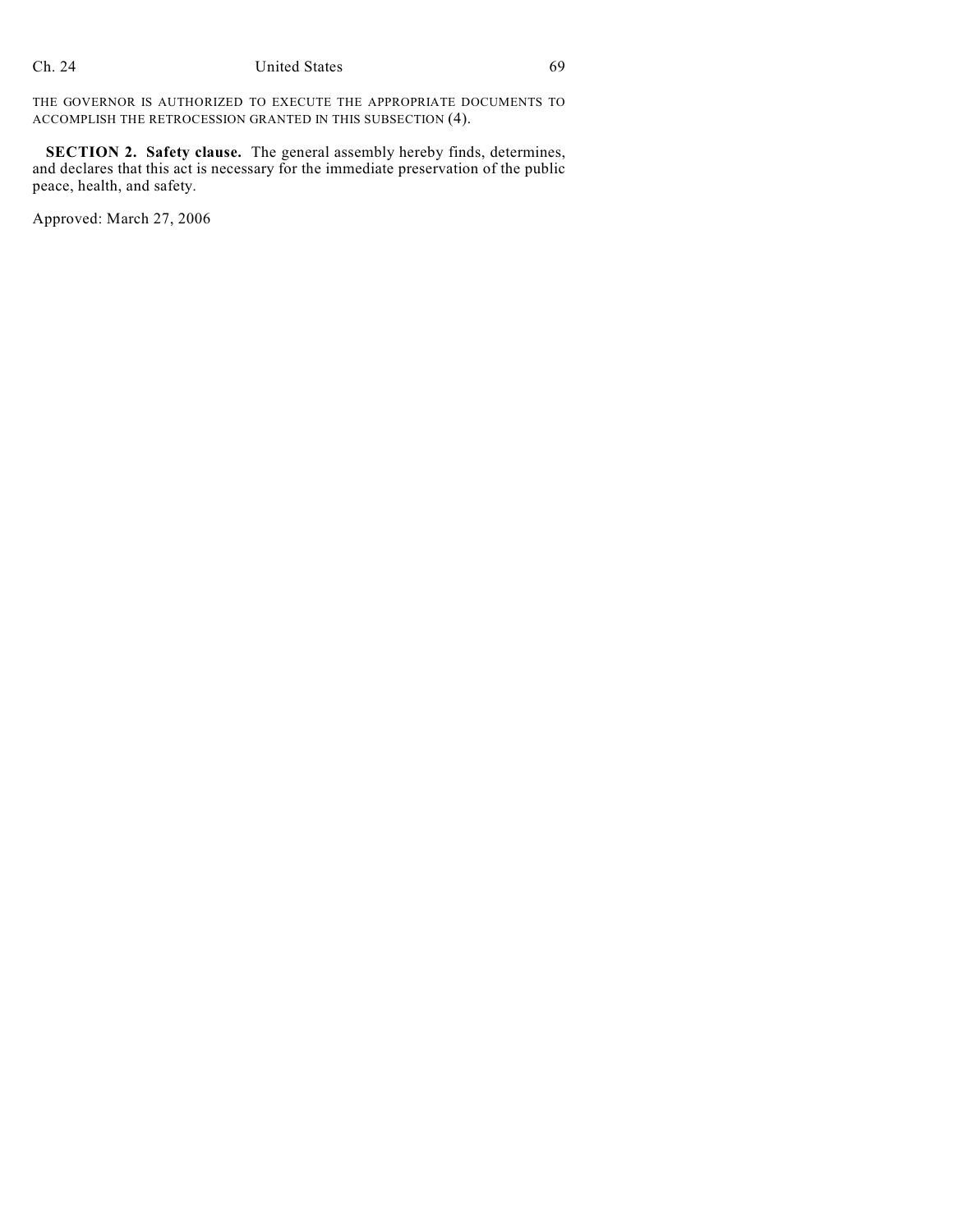THE GOVERNOR IS AUTHORIZED TO EXECUTE THE APPROPRIATE DOCUMENTS TO ACCOMPLISH THE RETROCESSION GRANTED IN THIS SUBSECTION (4).

**SECTION 2. Safety clause.** The general assembly hereby finds, determines, and declares that this act is necessary for the immediate preservation of the public peace, health, and safety.

Approved: March 27, 2006